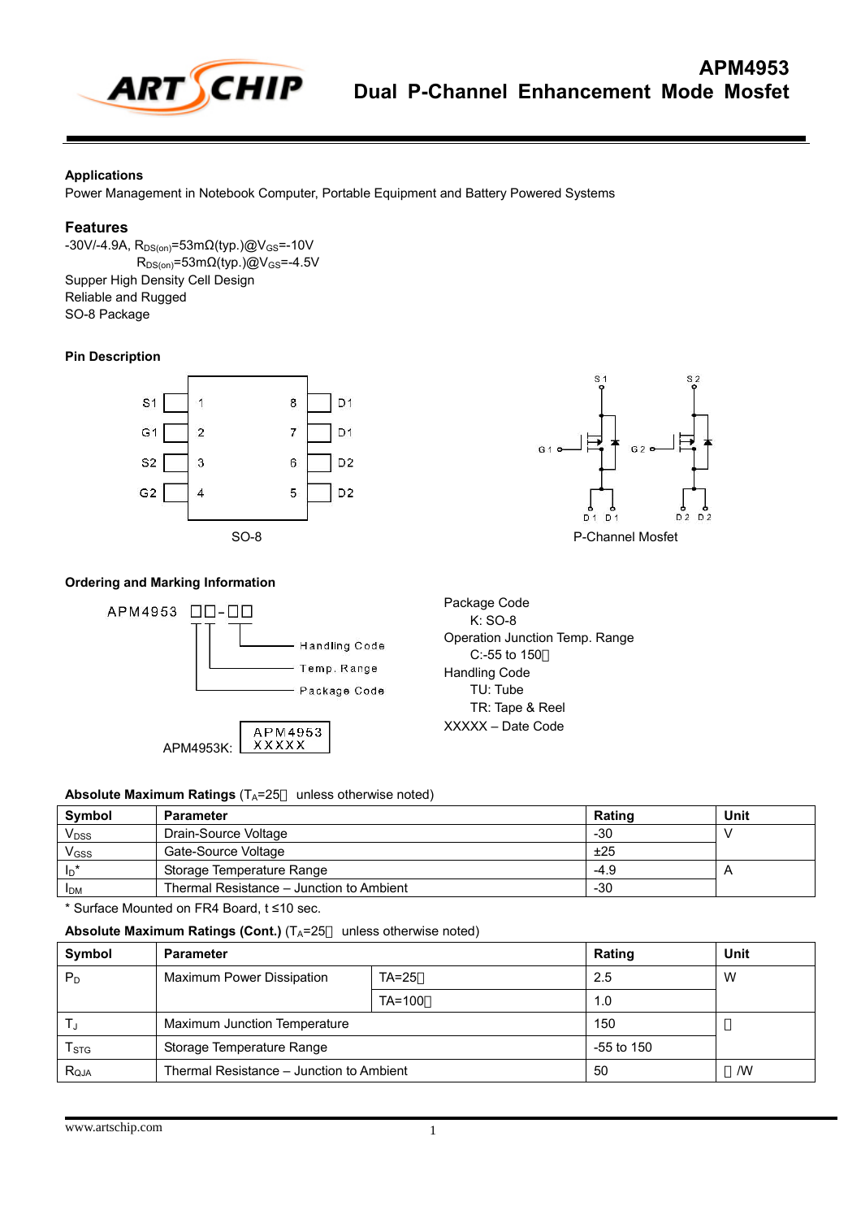# APM4953

## Dual P-Channel Enhancement Mode Mosfet

### Applications

Power Management in Notebook Computer, Portable Equipment and Battery Powered Systems

### Features

-30V/-4.9A, $R_{DS(on)}$=53mΩ(typ.)@$V_{GS}$=-10V
$R_{DS(on)}$=53mΩ(typ.)@$V_{GS}$=-4.5V

Supper High Density Cell Design

Reliable and Rugged

SO-8 Package

### Pin Description

| Pin | Name | Pin | Name |
|---|---|---|---|
| 1 | S1 | 8 | D1 |
| 2 | G1 | 7 | D1 |
| 3 | S2 | 6 | D2 |
| 4 | G2 | 5 | D2 |

SO-8

P-Channel Mosfet

### Ordering and Marking Information

APM4953 □□-□□

- Handling Code
- Temp. Range
- Package Code

APM4953K: APM4953 XXXXX

Package Code
K: SO-8

Operation Junction Temp. Range
C:-55 to 150

Handling Code
TU: Tube
TR: Tape & Reel

XXXXX – Date Code

**Absolute Maximum Ratings** ($T_A$=25 unless otherwise noted)

| Symbol | Parameter | Rating | Unit |
|---|---|---|---|
| $V_{DSS}$ | Drain-Source Voltage | -30 | V |
| $V_{GSS}$ | Gate-Source Voltage | ±25 | |
| $I_D$* | Storage Temperature Range | -4.9 | A |
| $I_{DM}$ | Thermal Resistance – Junction to Ambient | -30 | |

\* Surface Mounted on FR4 Board, t ≤10 sec.

**Absolute Maximum Ratings (Cont.)** ($T_A$=25 unless otherwise noted)

| Symbol | Parameter | | Rating | Unit |
|---|---|---|---|---|
| $P_D$ | Maximum Power Dissipation | TA=25 | 2.5 | W |
| | | TA=100 | 1.0 | |
| $T_J$ | Maximum Junction Temperature | | 150 | |
| $T_{STG}$ | Storage Temperature Range | | -55 to 150 | |
| $R_{θJA}$ | Thermal Resistance – Junction to Ambient | | 50 | /W |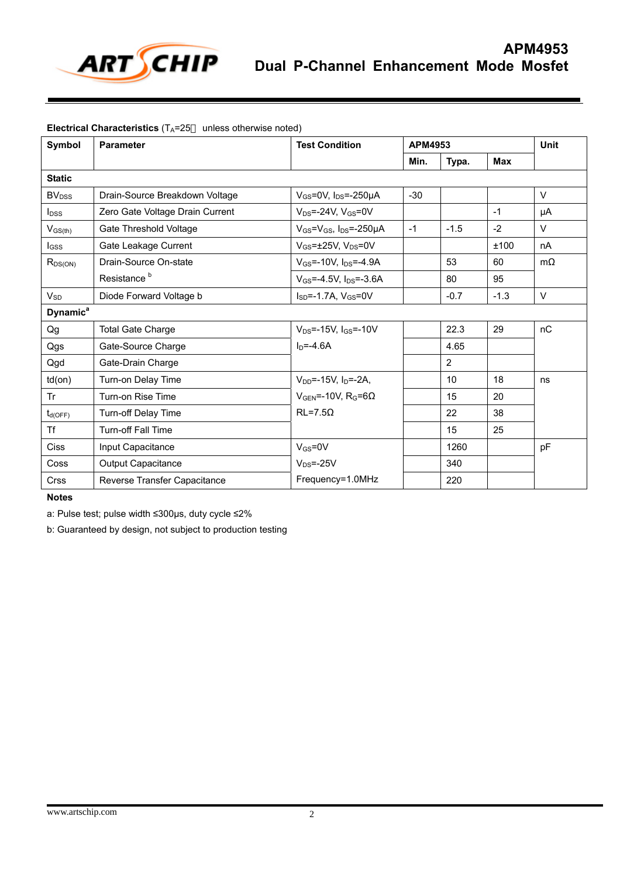**Electrical Characteristics** ($T_A$=25℃ unless otherwise noted)

| Symbol | Parameter | Test Condition | APM4953 | | | Unit |
|---|---|---|---|---|---|---|
| | | | Min. | Typa. | Max | |
| **Static** | | | | | | |
| $BV_{DSS}$ | Drain-Source Breakdown Voltage | $V_{GS}$=0V, $I_{DS}$=-250μA | -30 | | | V |
| $I_{DSS}$ | Zero Gate Voltage Drain Current | $V_{DS}$=-24V, $V_{GS}$=0V | | | -1 | μA |
| $V_{GS(th)}$ | Gate Threshold Voltage | $V_{GS}$=$V_{GS}$, $I_{DS}$=-250μA | -1 | -1.5 | -2 | V |
| $I_{GSS}$ | Gate Leakage Current | $V_{GS}$=±25V, $V_{DS}$=0V | | | ±100 | nA |
| $R_{DS(ON)}$ | Drain-Source On-state Resistance [b] | $V_{GS}$=-10V, $I_{DS}$=-4.9A | | 53 | 60 | mΩ |
| | | $V_{GS}$=-4.5V, $I_{DS}$=-3.6A | | 80 | 95 | |
| $V_{SD}$ | Diode Forward Voltage b | $I_{SD}$=-1.7A, $V_{GS}$=0V | | -0.7 | -1.3 | V |
| **Dynamic[a]** | | | | | | |
| Qg | Total Gate Charge | $V_{DS}$=-15V, $I_{GS}$=-10V | | 22.3 | 29 | nC |
| Qgs | Gate-Source Charge | $I_D$=-4.6A | | 4.65 | | |
| Qgd | Gate-Drain Charge | | | 2 | | |
| td(on) | Turn-on Delay Time | $V_{DD}$=-15V, $I_D$=-2A, | | 10 | 18 | ns |
| Tr | Turn-on Rise Time | $V_{GEN}$=-10V, $R_G$=6Ω | | 15 | 20 | |
| $t_{d(OFF)}$ | Turn-off Delay Time | RL=7.5Ω | | 22 | 38 | |
| Tf | Turn-off Fall Time | | | 15 | 25 | |
| Ciss | Input Capacitance | $V_{GS}$=0V | | 1260 | | pF |
| Coss | Output Capacitance | $V_{DS}$=-25V | | 340 | | |
| Crss | Reverse Transfer Capacitance | Frequency=1.0MHz | | 220 | | |

**Notes**

a: Pulse test; pulse width ≤300μs, duty cycle ≤2%

b: Guaranteed by design, not subject to production testing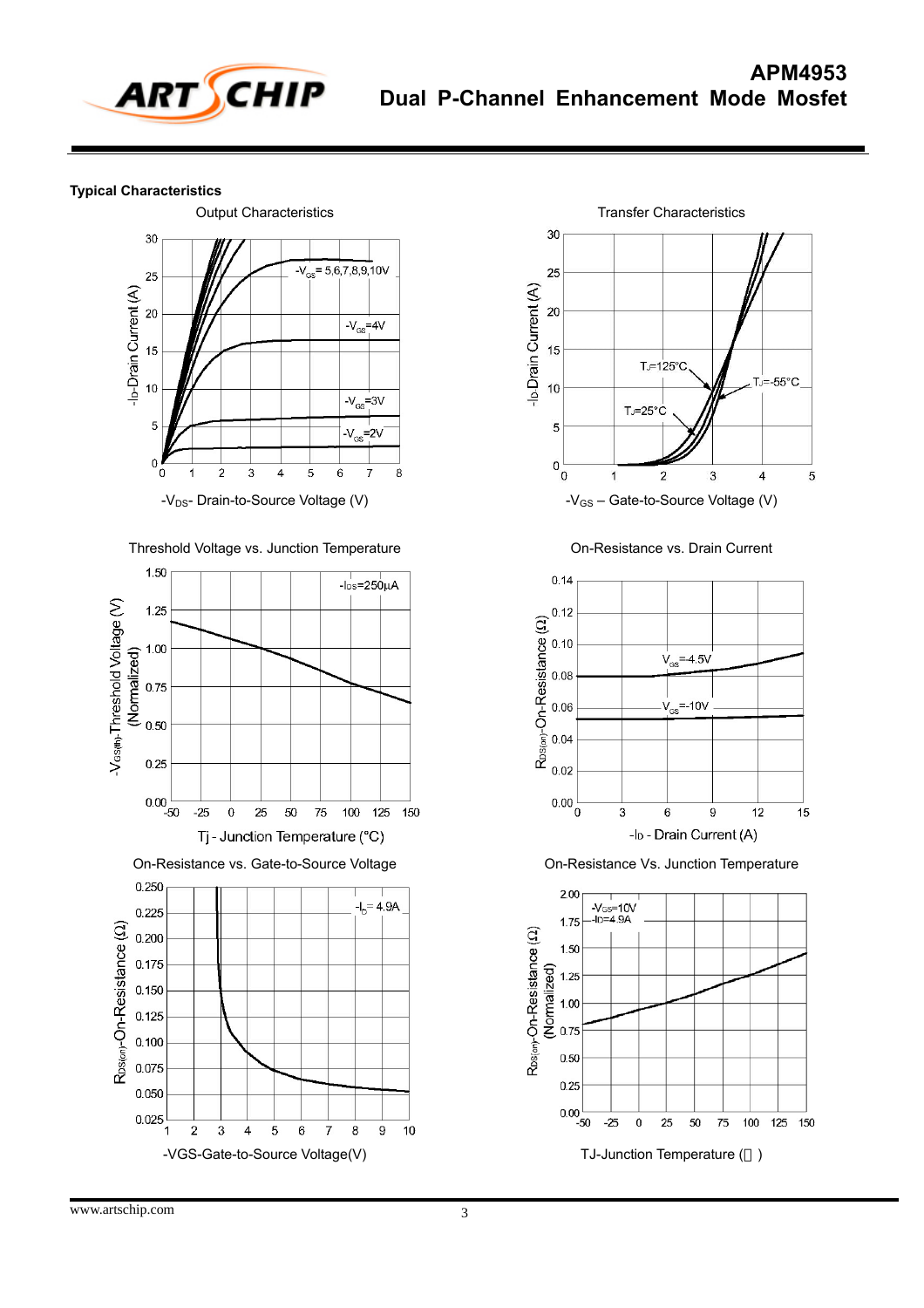## Typical Characteristics

Output Characteristics

$-V_{GS}$= 5,6,7,8,9,10V

$-V_{GS}$=4V

$-V_{GS}$=3V

$-V_{GS}$=2V

$-I_D$-Drain Current (A)

$-V_{DS}$- Drain-to-Source Voltage (V)

Transfer Characteristics

$T_J$=125°C

$T_J$=-55°C

$T_J$=25°C

$-I_D$-Drain Current (A)

$-V_{GS}$ – Gate-to-Source Voltage (V)

Threshold Voltage vs. Junction Temperature

$-I_{DS}$=250µA

$-V_{GS(th)}$-Threshold Voltage (V) (Normalized)

Tj - Junction Temperature (°C)

On-Resistance vs. Drain Current

$V_{GS}$=-4.5V

$V_{GS}$=-10V

$R_{DS(on)}$-On-Resistance (Ω)

$-I_D$ - Drain Current (A)

On-Resistance vs. Gate-to-Source Voltage

$-I_D$= 4.9A

$R_{DS(on)}$-On-Resistance (Ω)

-VGS-Gate-to-Source Voltage(V)

On-Resistance Vs. Junction Temperature

$-V_{GS}$=10V

$-I_D$=4.9A

$R_{DS(on)}$-On-Resistance (Ω) (Normalized)

TJ-Junction Temperature (°C)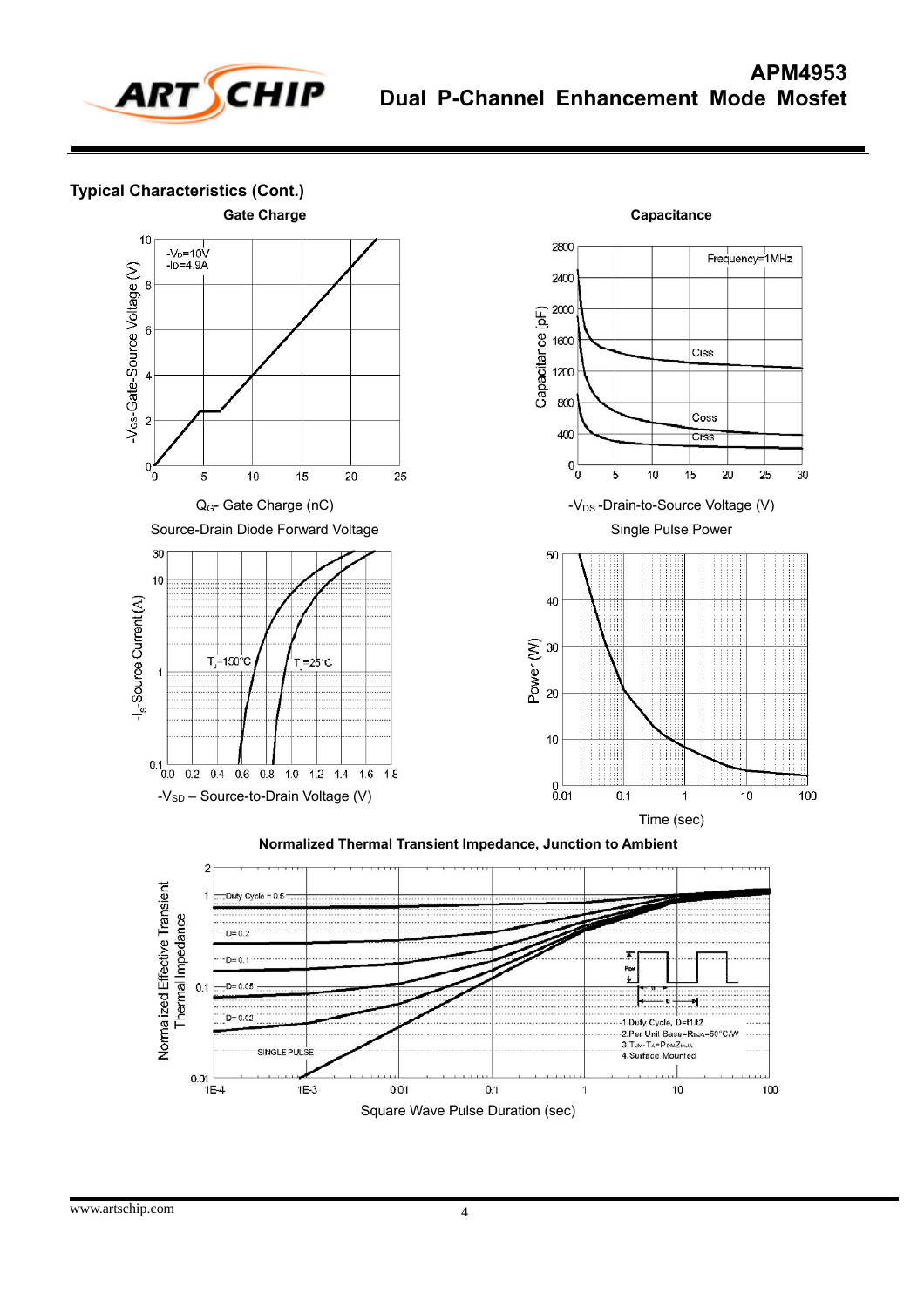## Typical Characteristics (Cont.)

**Gate Charge**

$-V_D$=10V
$-I_D$=4.9A

$-V_{GS}$-Gate-Source Voltage (V)

$Q_G$- Gate Charge (nC)

**Capacitance**

Frequency=1MHz

Ciss
Coss
Crss

Capacitance (pF)

$-V_{DS}$ -Drain-to-Source Voltage (V)

**Source-Drain Diode Forward Voltage**

$T_J$=150°C
$T_J$=25°C

$-I_S$ Source Current (A)

$-V_{SD}$ – Source-to-Drain Voltage (V)

**Single Pulse Power**

Power (W)

Time (sec)

**Normalized Thermal Transient Impedance, Junction to Ambient**

Duty Cycle = 0.5
D=0.2
D=0.1
D=0.05
D=0.02
SINGLE PULSE

1.Duty Cycle, D=t1/t2
2.Per Unit Base=$R_{thJA}$=50°C/W
3.$T_{JM}$-$T_A$=$P_{DM}Z_{thJA}$
4.Surface Mounted

Normalized Effective Transient Thermal Impedance

Square Wave Pulse Duration (sec)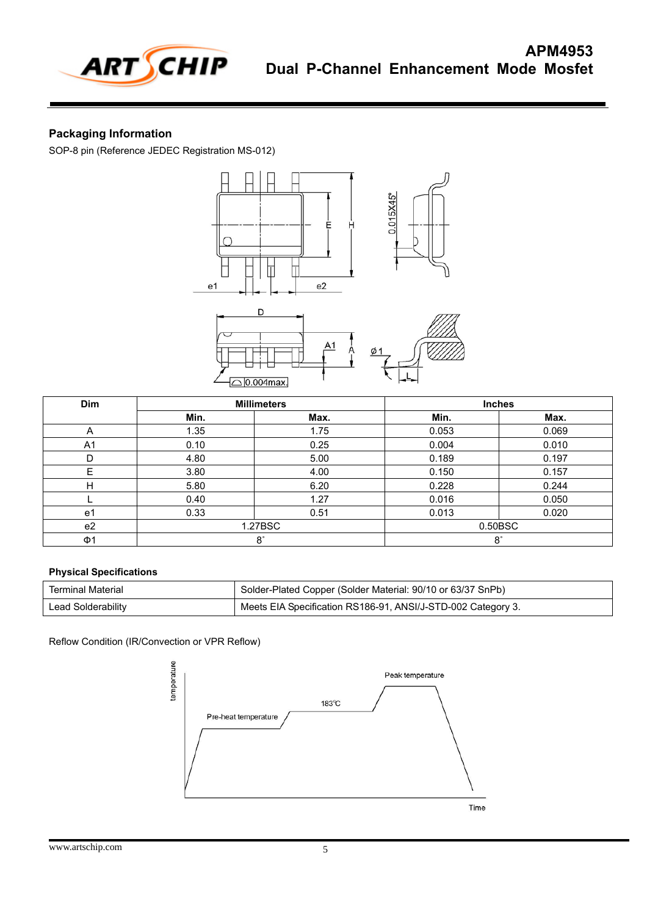## Packaging Information

SOP-8 pin (Reference JEDEC Registration MS-012)

| Dim | Millimeters | | Inches | |
|---|---|---|---|---|
| | Min. | Max. | Min. | Max. |
| A | 1.35 | 1.75 | 0.053 | 0.069 |
| A1 | 0.10 | 0.25 | 0.004 | 0.010 |
| D | 4.80 | 5.00 | 0.189 | 0.197 |
| E | 3.80 | 4.00 | 0.150 | 0.157 |
| H | 5.80 | 6.20 | 0.228 | 0.244 |
| L | 0.40 | 1.27 | 0.016 | 0.050 |
| e1 | 0.33 | 0.51 | 0.013 | 0.020 |
| e2 | 1.27BSC | | 0.50BSC | |
| Φ1 | 8° | | 8° | |

### Physical Specifications

| Terminal Material | Solder-Plated Copper (Solder Material: 90/10 or 63/37 SnPb) |
|---|---|
| Lead Solderability | Meets EIA Specification RS186-91, ANSI/J-STD-002 Category 3. |

Reflow Condition (IR/Convection or VPR Reflow)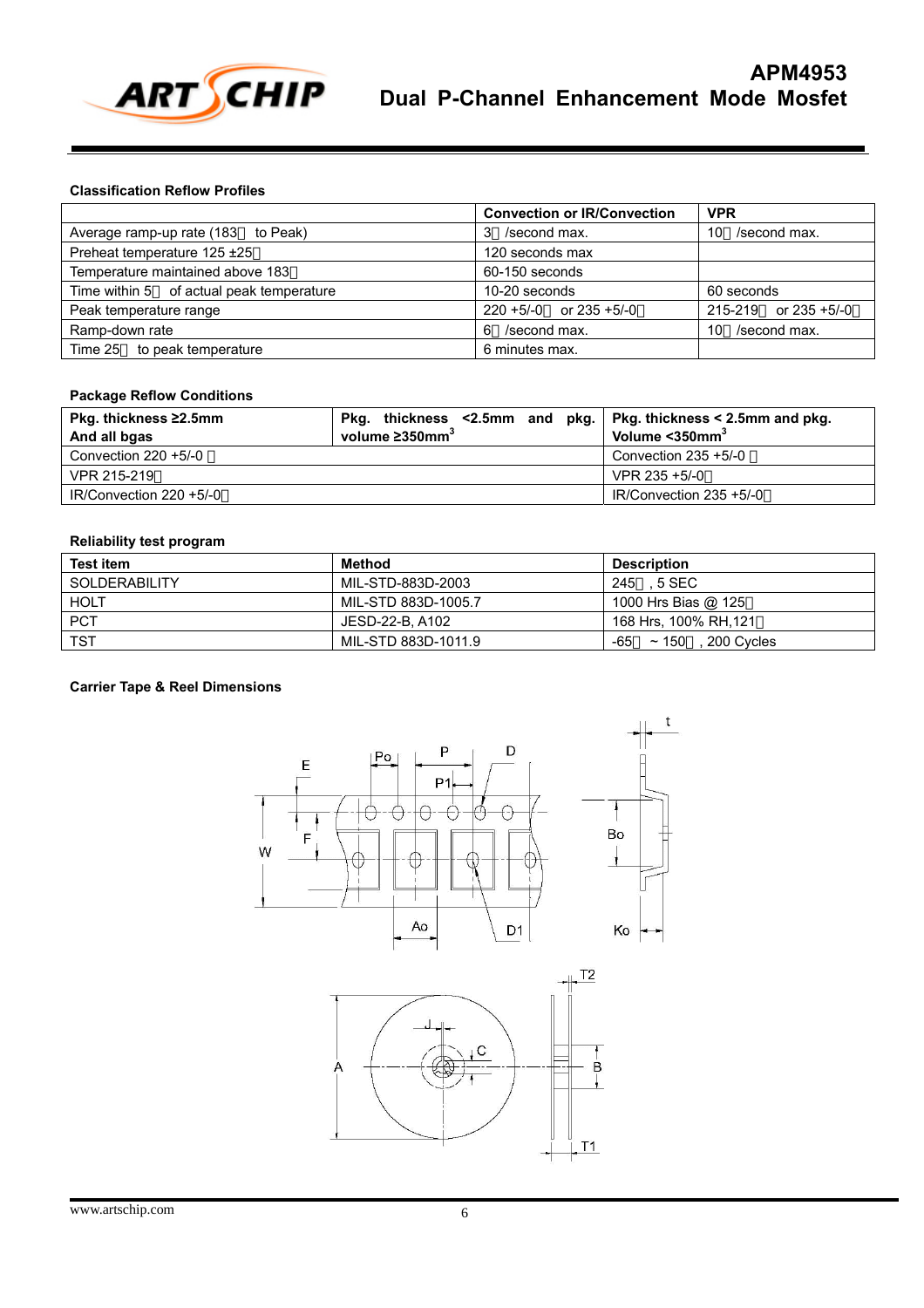## Classification Reflow Profiles

| | Convection or IR/Convection | VPR |
|---|---|---|
| Average ramp-up rate (183 to Peak) | 3 /second max. | 10 /second max. |
| Preheat temperature 125 ±25 | 120 seconds max | |
| Temperature maintained above 183 | 60-150 seconds | |
| Time within 5 of actual peak temperature | 10-20 seconds | 60 seconds |
| Peak temperature range | 220 +5/-0 or 235 +5/-0 | 215-219 or 235 +5/-0 |
| Ramp-down rate | 6 /second max. | 10 /second max. |
| Time 25 to peak temperature | 6 minutes max. | |

## Package Reflow Conditions

| Pkg. thickness ≥2.5mm And all bgas | Pkg. thickness <2.5mm and pkg. volume ≥350mm³ | Pkg. thickness < 2.5mm and pkg. Volume <350mm³ |
|---|---|---|
| Convection 220 +5/-0 | | Convection 235 +5/-0 |
| VPR 215-219 | | VPR 235 +5/-0 |
| IR/Convection 220 +5/-0 | | IR/Convection 235 +5/-0 |

## Reliability test program

| Test item | Method | Description |
|---|---|---|
| SOLDERABILITY | MIL-STD-883D-2003 | 245 , 5 SEC |
| HOLT | MIL-STD 883D-1005.7 | 1000 Hrs Bias @ 125 |
| PCT | JESD-22-B, A102 | 168 Hrs, 100% RH,121 |
| TST | MIL-STD 883D-1011.9 | -65 ~ 150 , 200 Cycles |

## Carrier Tape & Reel Dimensions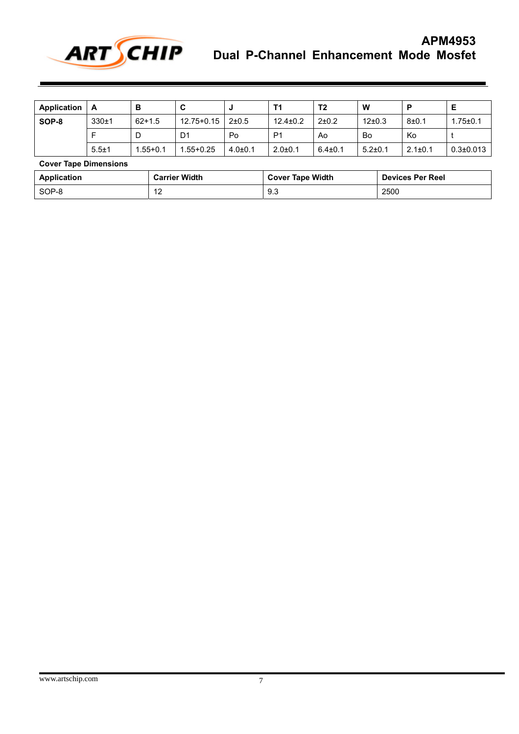| Application | A | B | C | J | T1 | T2 | W | P | E |
|---|---|---|---|---|---|---|---|---|---|
| **SOP-8** | 330±1 | 62+1.5 | 12.75+0.15 | 2±0.5 | 12.4±0.2 | 2±0.2 | 12±0.3 | 8±0.1 | 1.75±0.1 |
| | F | D | D1 | Po | P1 | Ao | Bo | Ko | t |
| | 5.5±1 | 1.55+0.1 | 1.55+0.25 | 4.0±0.1 | 2.0±0.1 | 6.4±0.1 | 5.2±0.1 | 2.1±0.1 | 0.3±0.013 |

**Cover Tape Dimensions**

| Application | Carrier Width | Cover Tape Width | Devices Per Reel |
|---|---|---|---|
| SOP-8 | 12 | 9.3 | 2500 |